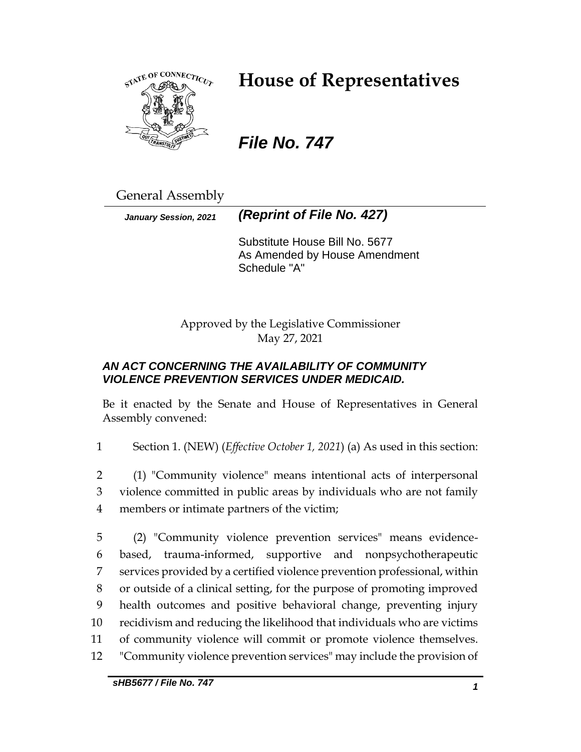# House of Representatives

## *File No. 747*

General Assembly

***January Session, 2021*** ***(Reprint of File No. 427)***

Substitute House Bill No. 5677
As Amended by House Amendment Schedule "A"

Approved by the Legislative Commissioner
May 27, 2021

***AN ACT CONCERNING THE AVAILABILITY OF COMMUNITY VIOLENCE PREVENTION SERVICES UNDER MEDICAID.***

Be it enacted by the Senate and House of Representatives in General Assembly convened:

1 Section 1. (NEW) (*Effective October 1, 2021*) (a) As used in this section:

2 (1) "Community violence" means intentional acts of interpersonal
3 violence committed in public areas by individuals who are not family
4 members or intimate partners of the victim;

5 (2) "Community violence prevention services" means evidence-
6 based, trauma-informed, supportive and nonpsychotherapeutic
7 services provided by a certified violence prevention professional, within
8 or outside of a clinical setting, for the purpose of promoting improved
9 health outcomes and positive behavioral change, preventing injury
10 recidivism and reducing the likelihood that individuals who are victims
11 of community violence will commit or promote violence themselves.
12 "Community violence prevention services" may include the provision of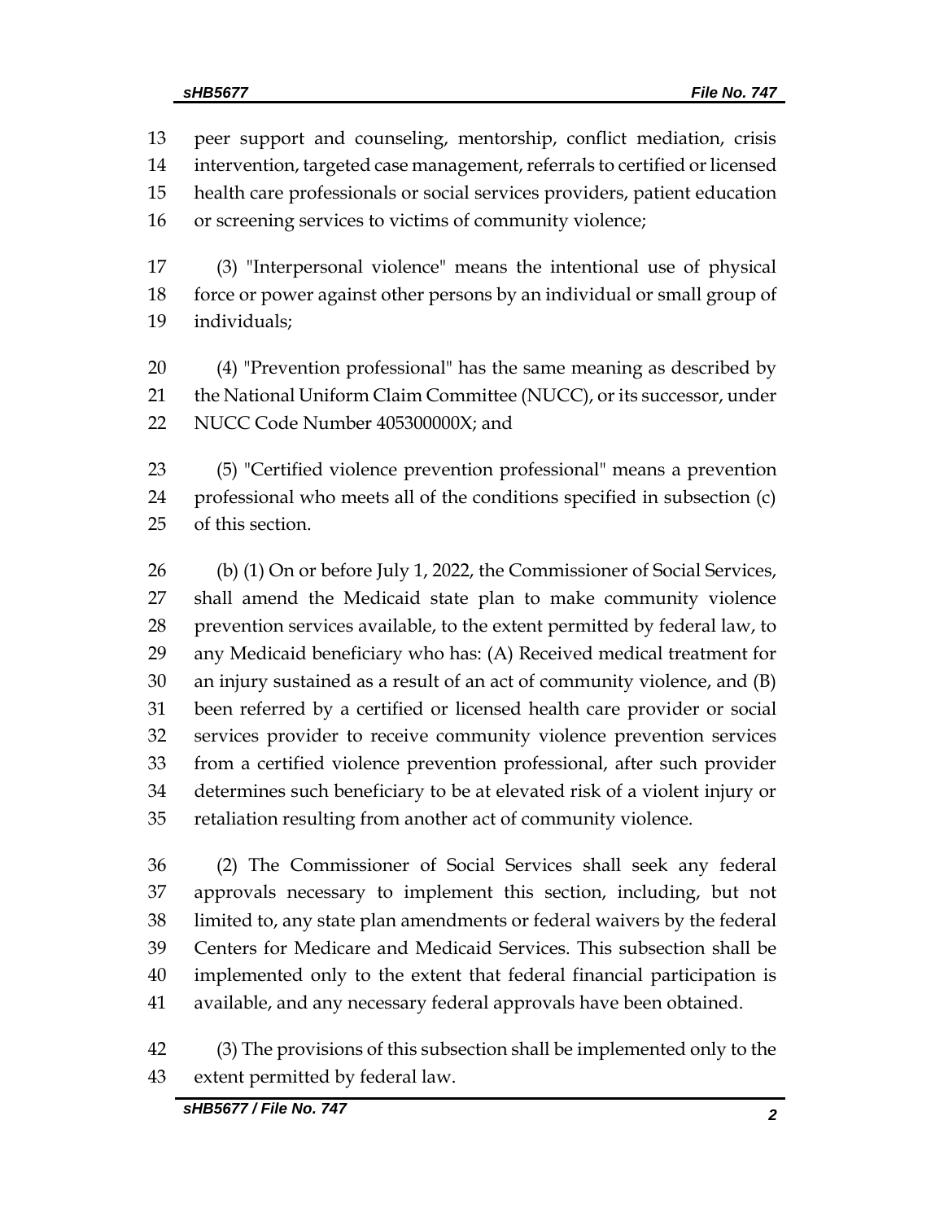peer support and counseling, mentorship, conflict mediation, crisis intervention, targeted case management, referrals to certified or licensed health care professionals or social services providers, patient education or screening services to victims of community violence;

(3) "Interpersonal violence" means the intentional use of physical force or power against other persons by an individual or small group of individuals;

(4) "Prevention professional" has the same meaning as described by the National Uniform Claim Committee (NUCC), or its successor, under NUCC Code Number 405300000X; and

(5) "Certified violence prevention professional" means a prevention professional who meets all of the conditions specified in subsection (c) of this section.

(b) (1) On or before July 1, 2022, the Commissioner of Social Services, shall amend the Medicaid state plan to make community violence prevention services available, to the extent permitted by federal law, to any Medicaid beneficiary who has: (A) Received medical treatment for an injury sustained as a result of an act of community violence, and (B) been referred by a certified or licensed health care provider or social services provider to receive community violence prevention services from a certified violence prevention professional, after such provider determines such beneficiary to be at elevated risk of a violent injury or retaliation resulting from another act of community violence.

(2) The Commissioner of Social Services shall seek any federal approvals necessary to implement this section, including, but not limited to, any state plan amendments or federal waivers by the federal Centers for Medicare and Medicaid Services. This subsection shall be implemented only to the extent that federal financial participation is available, and any necessary federal approvals have been obtained.

(3) The provisions of this subsection shall be implemented only to the extent permitted by federal law.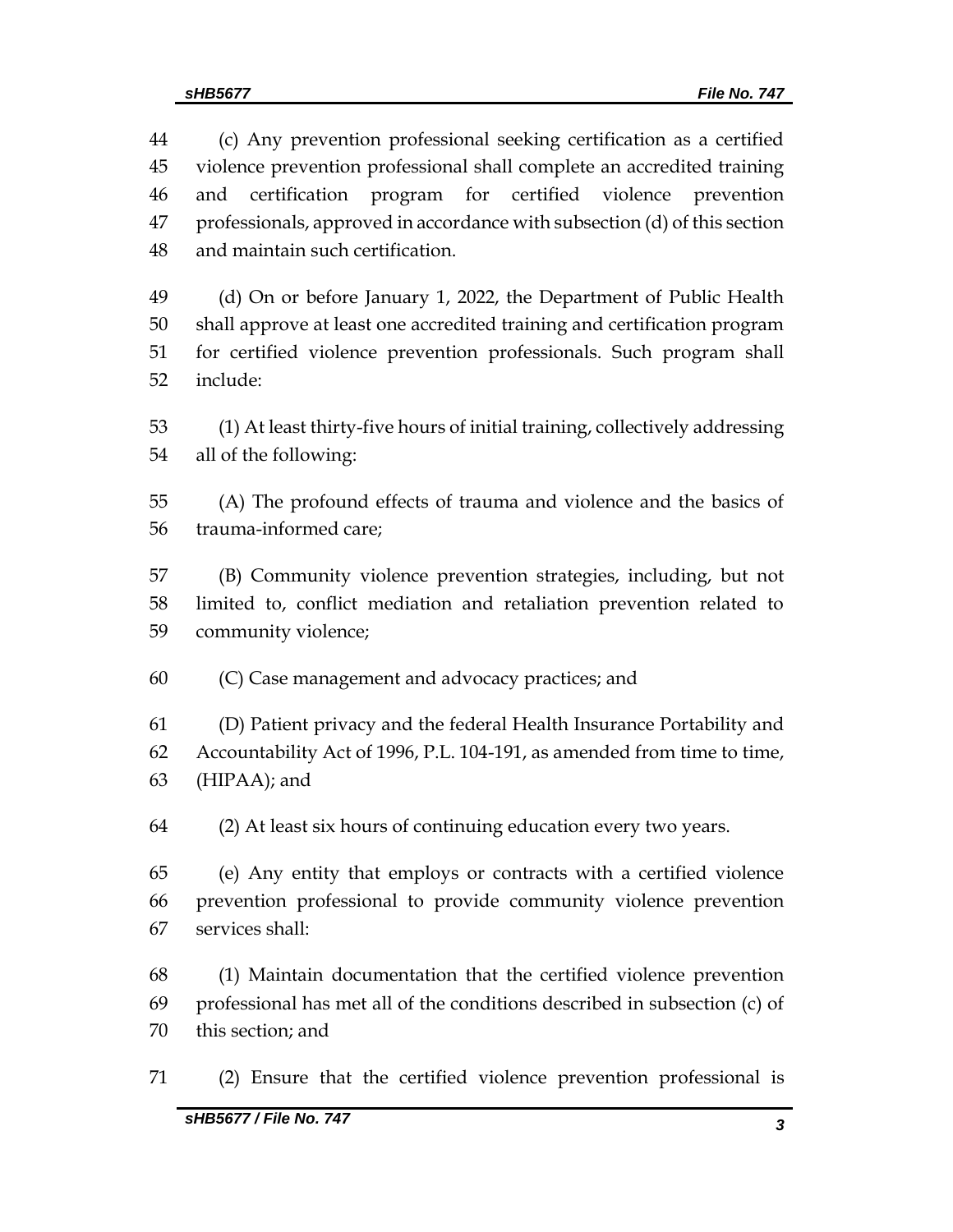(c) Any prevention professional seeking certification as a certified violence prevention professional shall complete an accredited training and certification program for certified violence prevention professionals, approved in accordance with subsection (d) of this section and maintain such certification.

(d) On or before January 1, 2022, the Department of Public Health shall approve at least one accredited training and certification program for certified violence prevention professionals. Such program shall include:

(1) At least thirty-five hours of initial training, collectively addressing all of the following:

(A) The profound effects of trauma and violence and the basics of trauma-informed care;

(B) Community violence prevention strategies, including, but not limited to, conflict mediation and retaliation prevention related to community violence;

(C) Case management and advocacy practices; and

(D) Patient privacy and the federal Health Insurance Portability and Accountability Act of 1996, P.L. 104-191, as amended from time to time, (HIPAA); and

(2) At least six hours of continuing education every two years.

(e) Any entity that employs or contracts with a certified violence prevention professional to provide community violence prevention services shall:

(1) Maintain documentation that the certified violence prevention professional has met all of the conditions described in subsection (c) of this section; and

(2) Ensure that the certified violence prevention professional is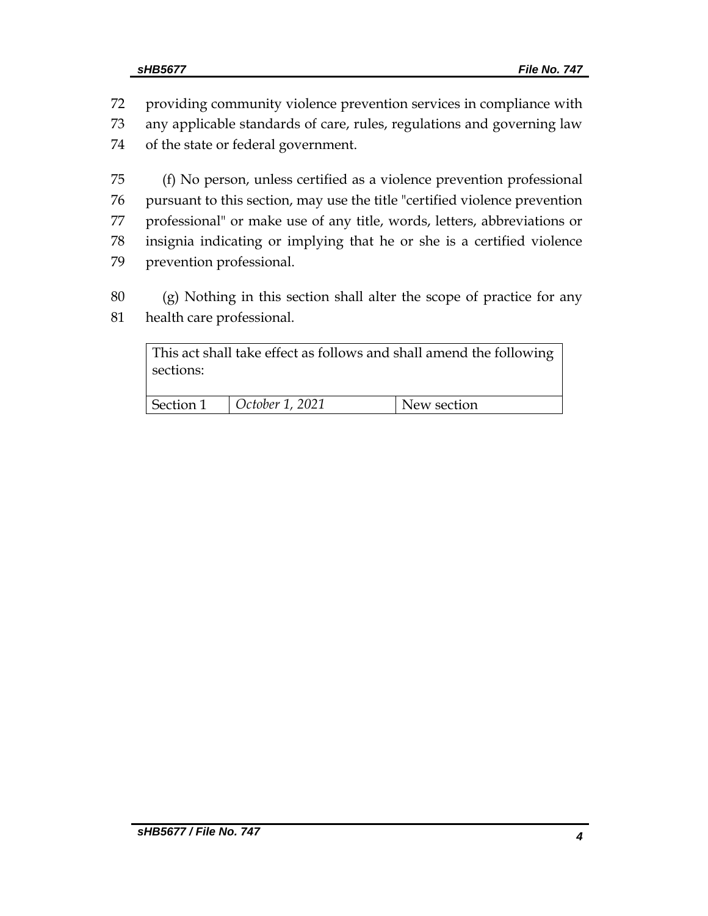72 providing community violence prevention services in compliance with
73 any applicable standards of care, rules, regulations and governing law
74 of the state or federal government.

75 (f) No person, unless certified as a violence prevention professional
76 pursuant to this section, may use the title "certified violence prevention
77 professional" or make use of any title, words, letters, abbreviations or
78 insignia indicating or implying that he or she is a certified violence
79 prevention professional.

80 (g) Nothing in this section shall alter the scope of practice for any
81 health care professional.

| This act shall take effect as follows and shall amend the following sections: | | |
|---|---|---|
| Section 1 | *October 1, 2021* | New section |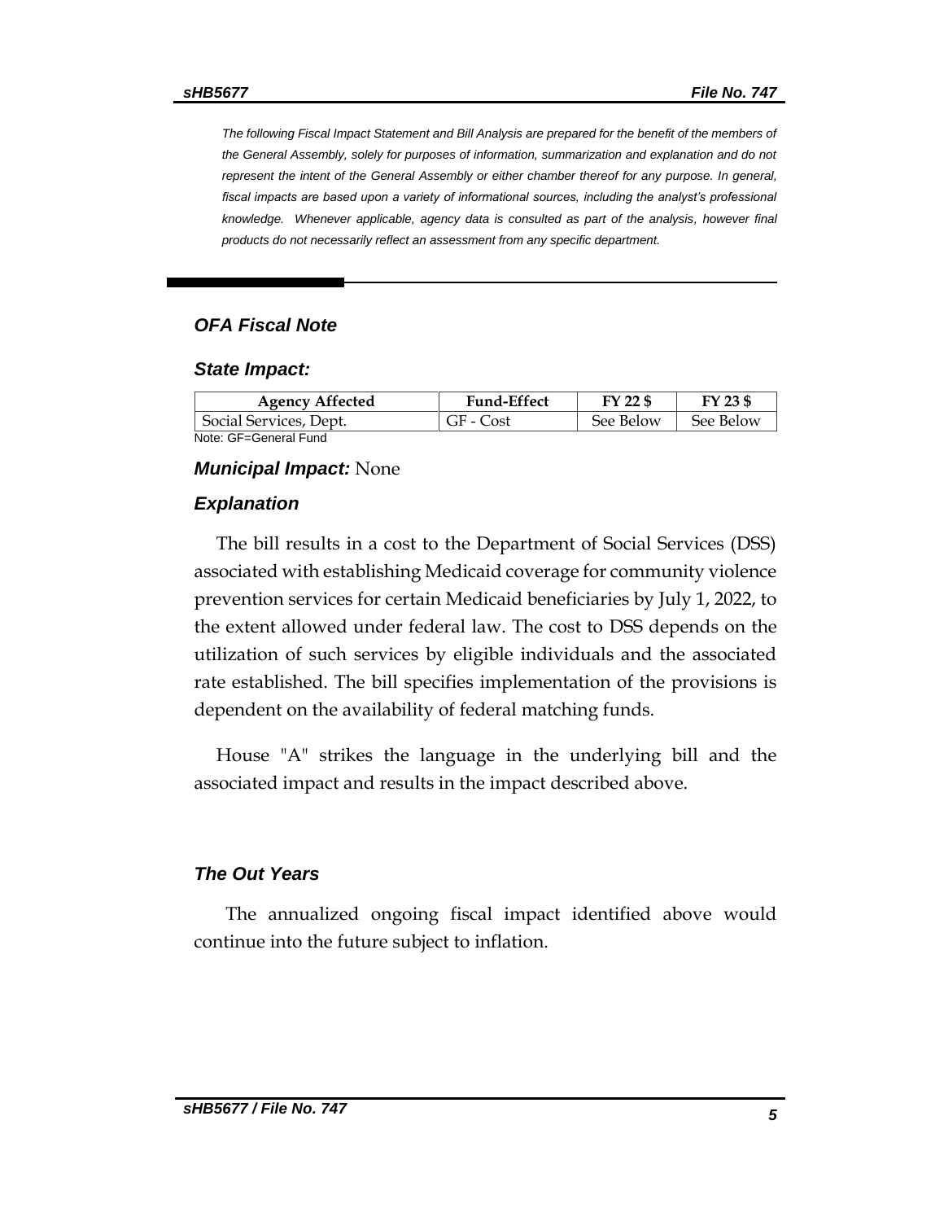*The following Fiscal Impact Statement and Bill Analysis are prepared for the benefit of the members of the General Assembly, solely for purposes of information, summarization and explanation and do not represent the intent of the General Assembly or either chamber thereof for any purpose. In general, fiscal impacts are based upon a variety of informational sources, including the analyst's professional knowledge. Whenever applicable, agency data is consulted as part of the analysis, however final products do not necessarily reflect an assessment from any specific department.*

## *OFA Fiscal Note*

### *State Impact:*

| Agency Affected | Fund-Effect | FY 22 $ | FY 23 $ |
|---|---|---|---|
| Social Services, Dept. | GF - Cost | See Below | See Below |

Note: GF=General Fund

### *Municipal Impact:* None

### *Explanation*

The bill results in a cost to the Department of Social Services (DSS) associated with establishing Medicaid coverage for community violence prevention services for certain Medicaid beneficiaries by July 1, 2022, to the extent allowed under federal law. The cost to DSS depends on the utilization of such services by eligible individuals and the associated rate established. The bill specifies implementation of the provisions is dependent on the availability of federal matching funds.

House "A" strikes the language in the underlying bill and the associated impact and results in the impact described above.

### *The Out Years*

The annualized ongoing fiscal impact identified above would continue into the future subject to inflation.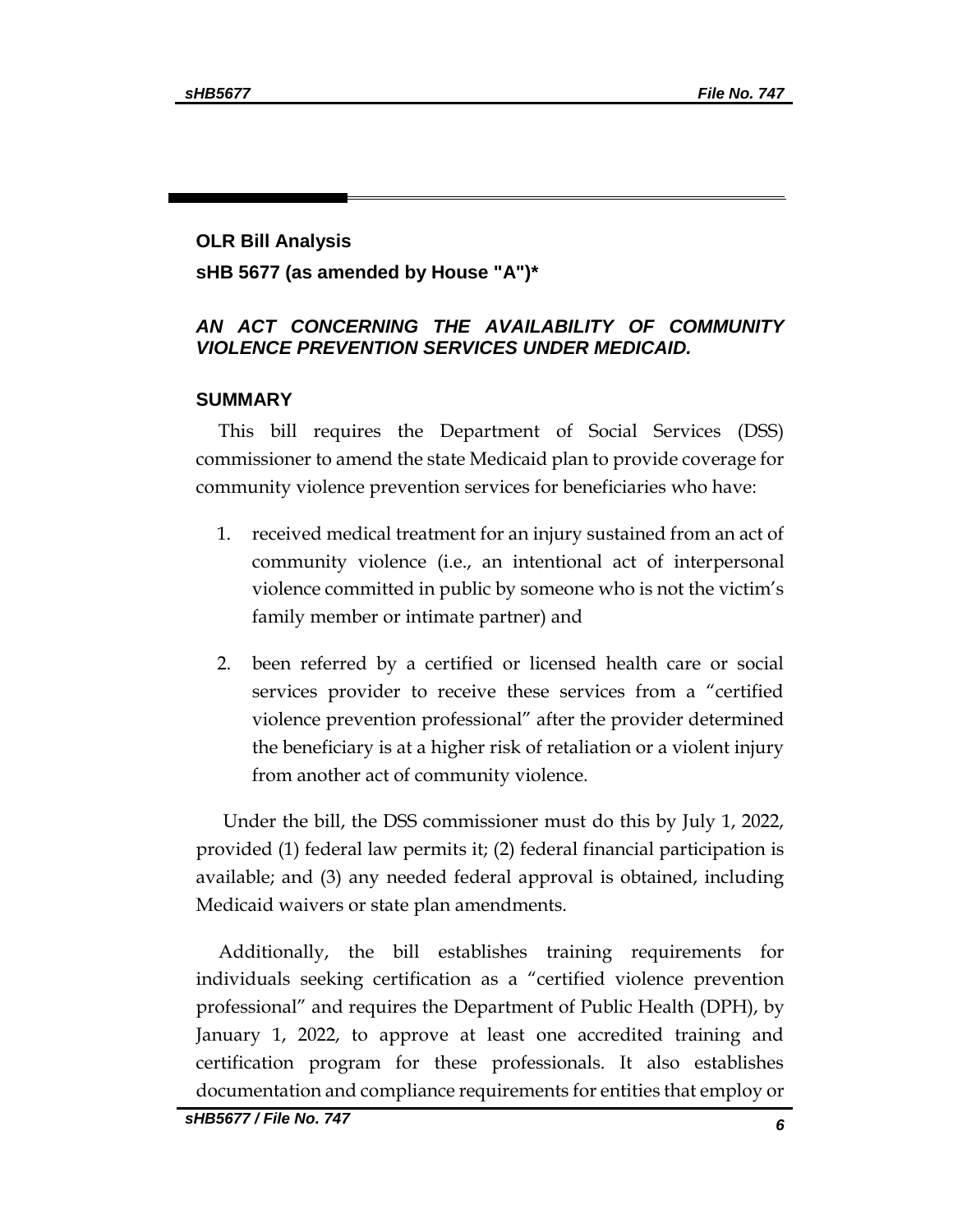## OLR Bill Analysis

**sHB 5677 (as amended by House "A")***

***AN ACT CONCERNING THE AVAILABILITY OF COMMUNITY VIOLENCE PREVENTION SERVICES UNDER MEDICAID.***

### SUMMARY

This bill requires the Department of Social Services (DSS) commissioner to amend the state Medicaid plan to provide coverage for community violence prevention services for beneficiaries who have:

1. received medical treatment for an injury sustained from an act of community violence (i.e., an intentional act of interpersonal violence committed in public by someone who is not the victim's family member or intimate partner) and
2. been referred by a certified or licensed health care or social services provider to receive these services from a "certified violence prevention professional" after the provider determined the beneficiary is at a higher risk of retaliation or a violent injury from another act of community violence.

Under the bill, the DSS commissioner must do this by July 1, 2022, provided (1) federal law permits it; (2) federal financial participation is available; and (3) any needed federal approval is obtained, including Medicaid waivers or state plan amendments.

Additionally, the bill establishes training requirements for individuals seeking certification as a "certified violence prevention professional" and requires the Department of Public Health (DPH), by January 1, 2022, to approve at least one accredited training and certification program for these professionals. It also establishes documentation and compliance requirements for entities that employ or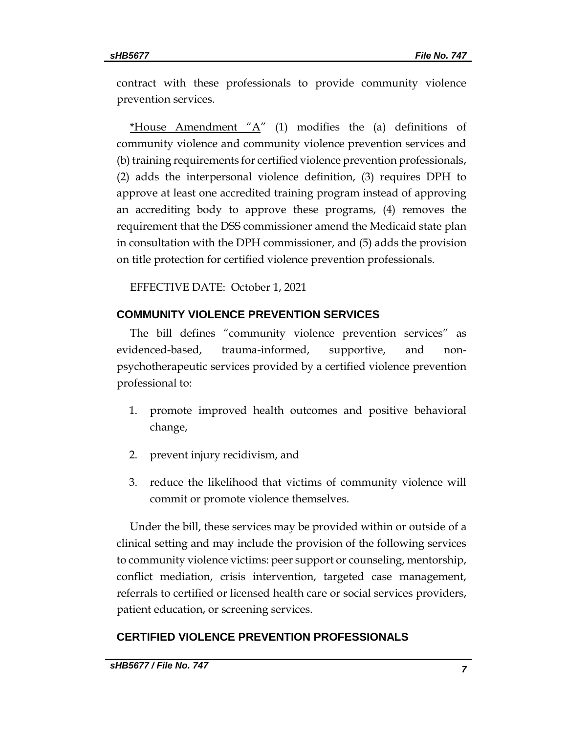contract with these professionals to provide community violence prevention services.

*House Amendment "A" (1) modifies the (a) definitions of community violence and community violence prevention services and (b) training requirements for certified violence prevention professionals, (2) adds the interpersonal violence definition, (3) requires DPH to approve at least one accredited training program instead of approving an accrediting body to approve these programs, (4) removes the requirement that the DSS commissioner amend the Medicaid state plan in consultation with the DPH commissioner, and (5) adds the provision on title protection for certified violence prevention professionals.

EFFECTIVE DATE: October 1, 2021

## COMMUNITY VIOLENCE PREVENTION SERVICES

The bill defines "community violence prevention services" as evidenced-based, trauma-informed, supportive, and non-psychotherapeutic services provided by a certified violence prevention professional to:

1. promote improved health outcomes and positive behavioral change,
2. prevent injury recidivism, and
3. reduce the likelihood that victims of community violence will commit or promote violence themselves.

Under the bill, these services may be provided within or outside of a clinical setting and may include the provision of the following services to community violence victims: peer support or counseling, mentorship, conflict mediation, crisis intervention, targeted case management, referrals to certified or licensed health care or social services providers, patient education, or screening services.

## CERTIFIED VIOLENCE PREVENTION PROFESSIONALS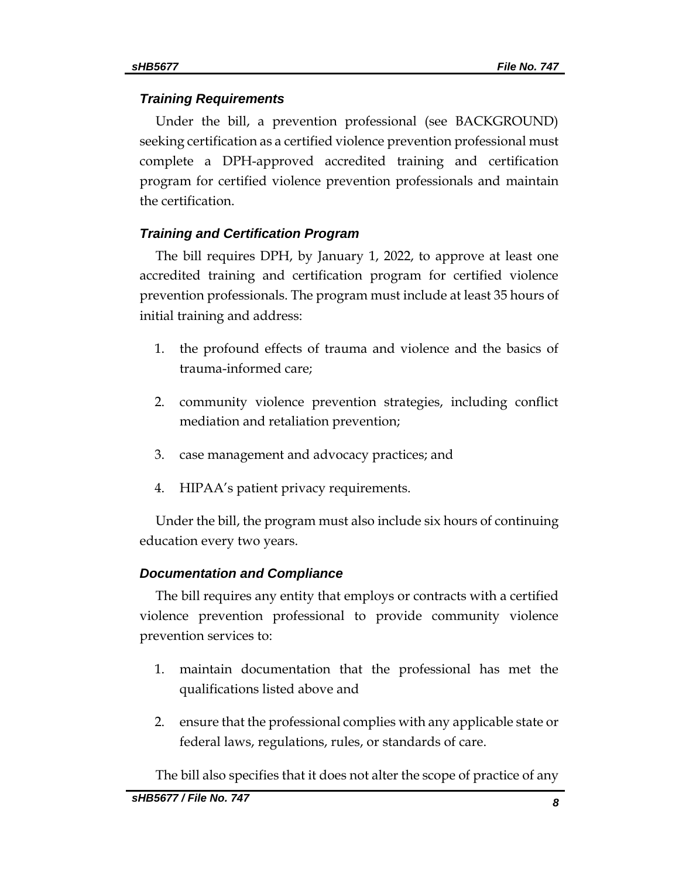### *Training Requirements*

Under the bill, a prevention professional (see BACKGROUND) seeking certification as a certified violence prevention professional must complete a DPH-approved accredited training and certification program for certified violence prevention professionals and maintain the certification.

### *Training and Certification Program*

The bill requires DPH, by January 1, 2022, to approve at least one accredited training and certification program for certified violence prevention professionals. The program must include at least 35 hours of initial training and address:

1. the profound effects of trauma and violence and the basics of trauma-informed care;
2. community violence prevention strategies, including conflict mediation and retaliation prevention;
3. case management and advocacy practices; and
4. HIPAA's patient privacy requirements.

Under the bill, the program must also include six hours of continuing education every two years.

### *Documentation and Compliance*

The bill requires any entity that employs or contracts with a certified violence prevention professional to provide community violence prevention services to:

1. maintain documentation that the professional has met the qualifications listed above and
2. ensure that the professional complies with any applicable state or federal laws, regulations, rules, or standards of care.

The bill also specifies that it does not alter the scope of practice of any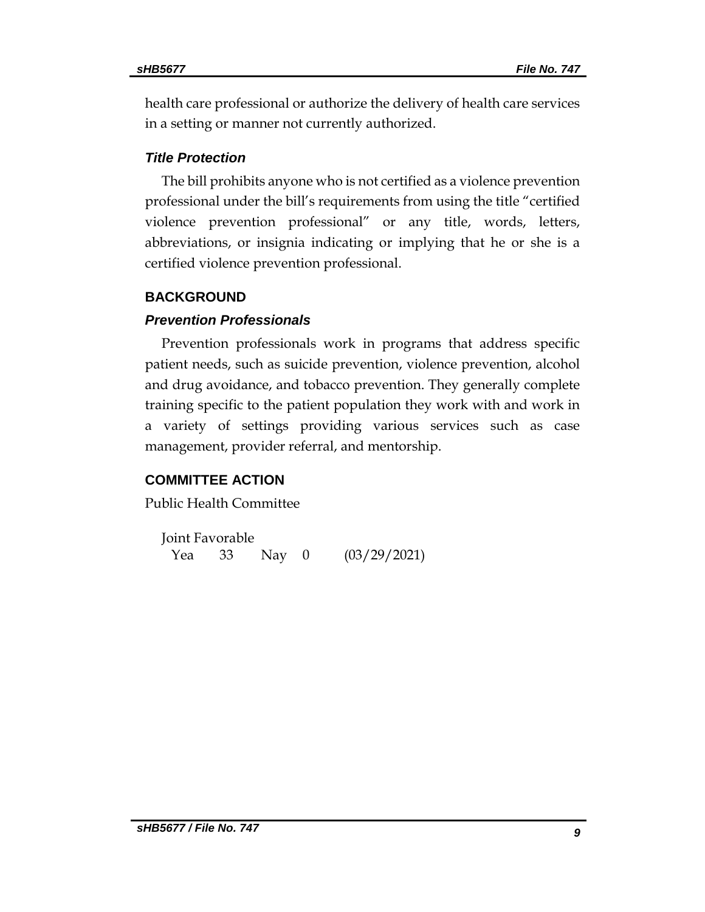health care professional or authorize the delivery of health care services in a setting or manner not currently authorized.

### *Title Protection*

The bill prohibits anyone who is not certified as a violence prevention professional under the bill's requirements from using the title "certified violence prevention professional" or any title, words, letters, abbreviations, or insignia indicating or implying that he or she is a certified violence prevention professional.

## BACKGROUND

### *Prevention Professionals*

Prevention professionals work in programs that address specific patient needs, such as suicide prevention, violence prevention, alcohol and drug avoidance, and tobacco prevention. They generally complete training specific to the patient population they work with and work in a variety of settings providing various services such as case management, provider referral, and mentorship.

## COMMITTEE ACTION

Public Health Committee

Joint Favorable
Yea 33 Nay 0 (03/29/2021)